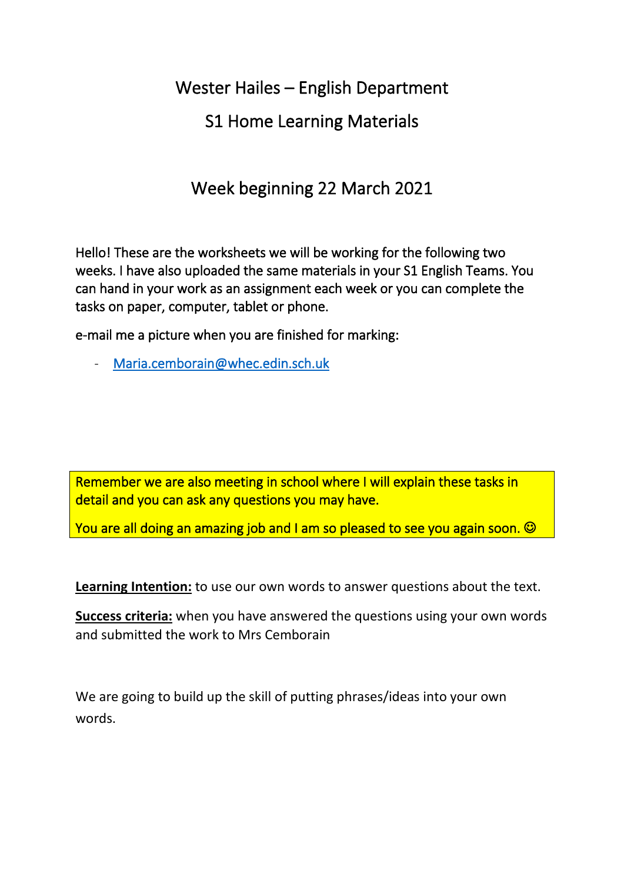# Wester Hailes – English Department

## S1 Home Learning Materials

## Week beginning 22 March 2021

Hello! These are the worksheets we will be working for the following two weeks. I have also uploaded the same materials in your S1 English Teams. You can hand in your work as an assignment each week or you can complete the tasks on paper, computer, tablet or phone.

e-mail me a picture when you are finished for marking:

- Maria.cemborain@whec.edin.sch.uk

Remember we are also meeting in school where I will explain these tasks in detail and you can ask any questions you may have.

You are all doing an amazing job and I am so pleased to see you again soon. ☺

**Learning Intention:** to use our own words to answer questions about the text.

**Success criteria:** when you have answered the questions using your own words and submitted the work to Mrs Cemborain

We are going to build up the skill of putting phrases/ideas into your own words.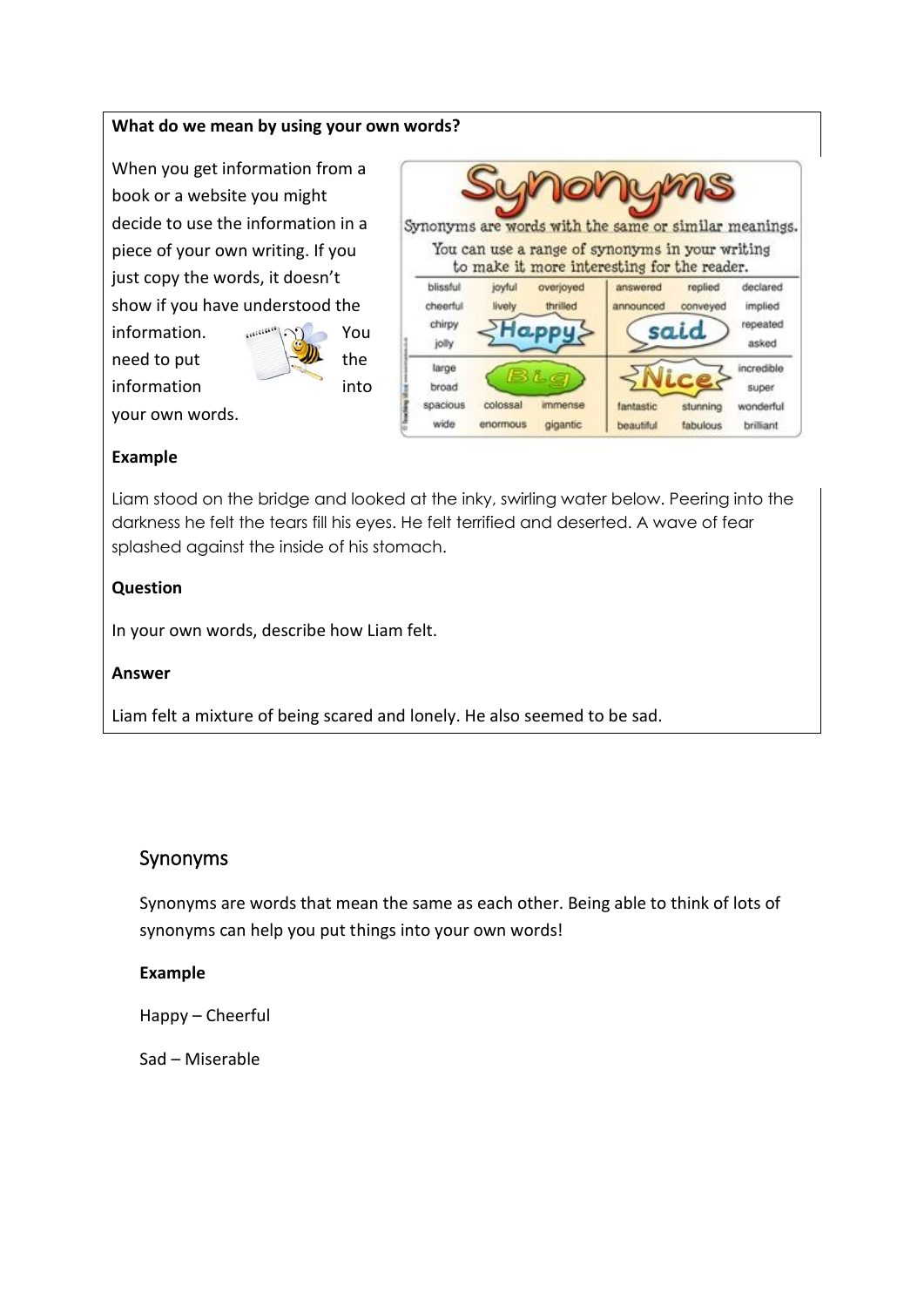**What do we mean by using your own words?**

When you get information from a book or a website you might decide to use the information in a piece of your own writing. If you just copy the words, it doesn't show if you have understood the information. You need to put the information into your own words.

**Example**

Liam stood on the bridge and looked at the inky, swirling water below. Peering into the darkness he felt the tears fill his eyes. He felt terrified and deserted. A wave of fear splashed against the inside of his stomach.

**Question**

In your own words, describe how Liam felt.

**Answer**

Liam felt a mixture of being scared and lonely. He also seemed to be sad.

## Synonyms

Synonyms are words that mean the same as each other. Being able to think of lots of synonyms can help you put things into your own words!

**Example**

Happy – Cheerful

Sad – Miserable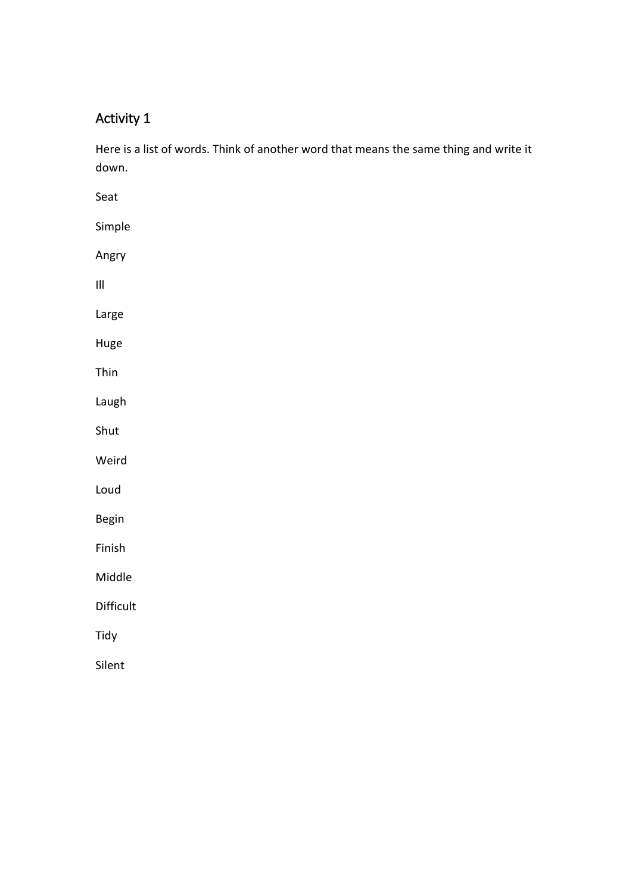## Activity 1

Here is a list of words. Think of another word that means the same thing and write it down.

Seat

Simple

Angry

Ill

Large

Huge

Thin

Laugh

Shut

Weird

Loud

Begin

Finish

Middle

Difficult

Tidy

Silent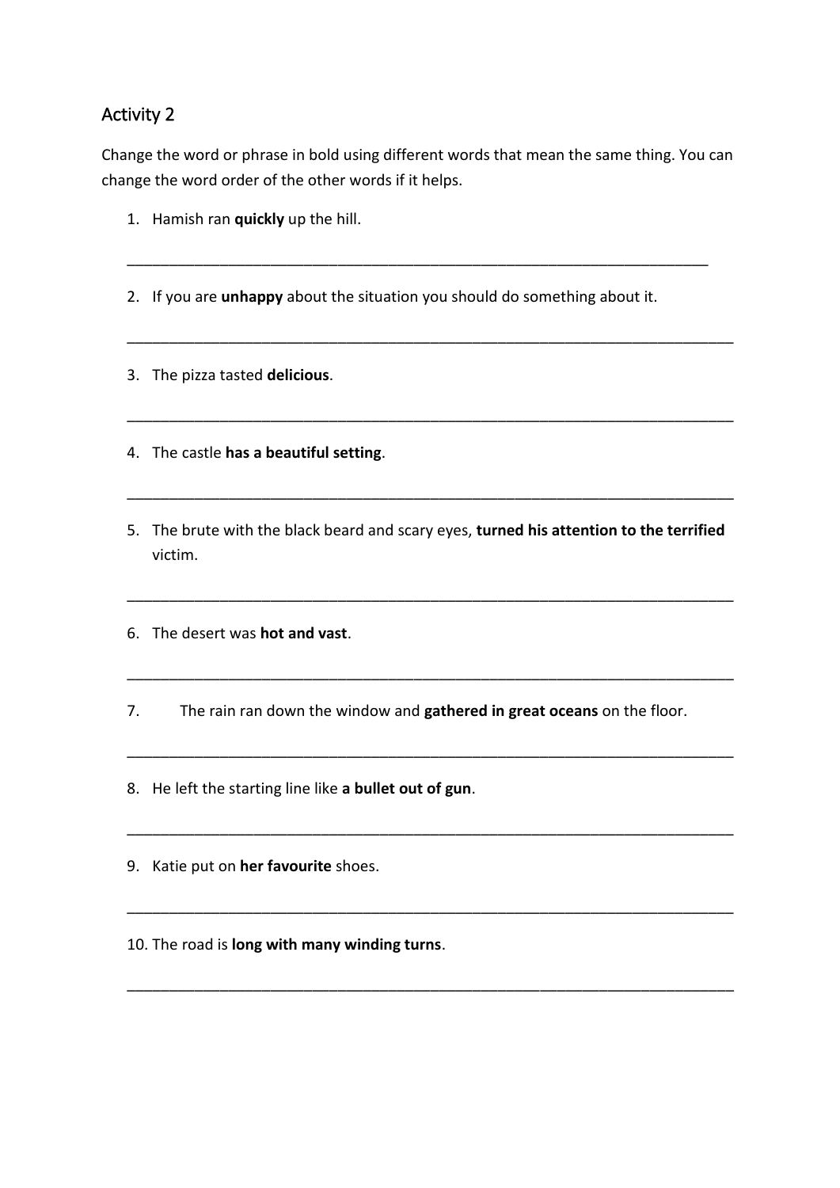## Activity 2

Change the word or phrase in bold using different words that mean the same thing. You can change the word order of the other words if it helps.

1. Hamish ran **quickly** up the hill.

___________________________________________________________________________

2. If you are **unhappy** about the situation you should do something about it.

___________________________________________________________________________

3. The pizza tasted **delicious**.

___________________________________________________________________________

4. The castle **has a beautiful setting**.

___________________________________________________________________________

5. The brute with the black beard and scary eyes, **turned his attention to the terrified** victim.

___________________________________________________________________________

6. The desert was **hot and vast**.

___________________________________________________________________________

7. The rain ran down the window and **gathered in great oceans** on the floor.

___________________________________________________________________________

8. He left the starting line like **a bullet out of gun**.

___________________________________________________________________________

9. Katie put on **her favourite** shoes.

___________________________________________________________________________

10. The road is **long with many winding turns**.

___________________________________________________________________________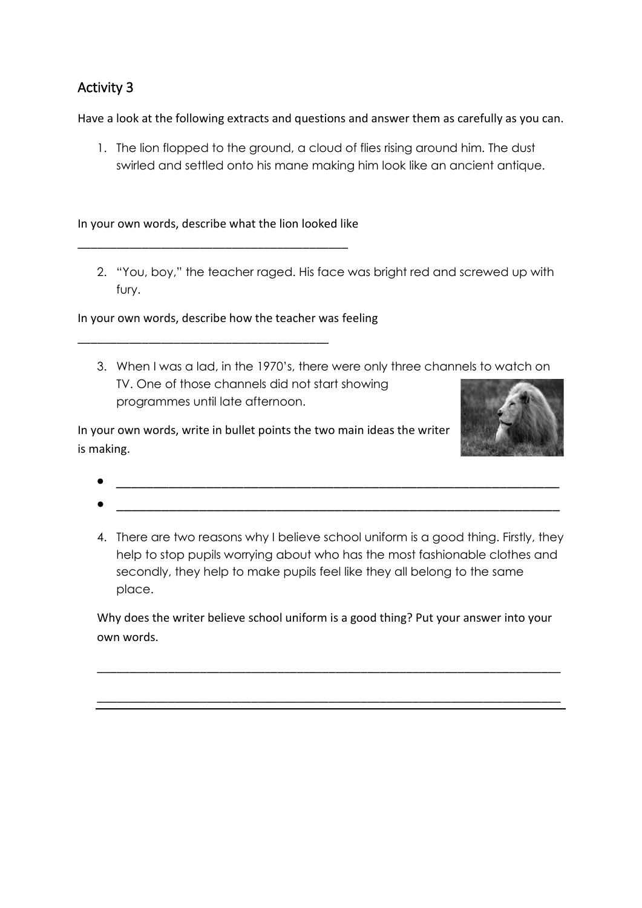## Activity 3

Have a look at the following extracts and questions and answer them as carefully as you can.

1. The lion flopped to the ground, a cloud of flies rising around him. The dust swirled and settled onto his mane making him look like an ancient antique.

In your own words, describe what the lion looked like

___________________________________________

2. "You, boy," the teacher raged. His face was bright red and screwed up with fury.

In your own words, describe how the teacher was feeling

________________________________________

3. When I was a lad, in the 1970's, there were only three channels to watch on TV. One of those channels did not start showing programmes until late afternoon.

In your own words, write in bullet points the two main ideas the writer is making.

- ______________________________________________________________________
- ______________________________________________________________________

4. There are two reasons why I believe school uniform is a good thing. Firstly, they help to stop pupils worrying about who has the most fashionable clothes and secondly, they help to make pupils feel like they all belong to the same place.

Why does the writer believe school uniform is a good thing? Put your answer into your own words.

__________________________________________________________________________

__________________________________________________________________________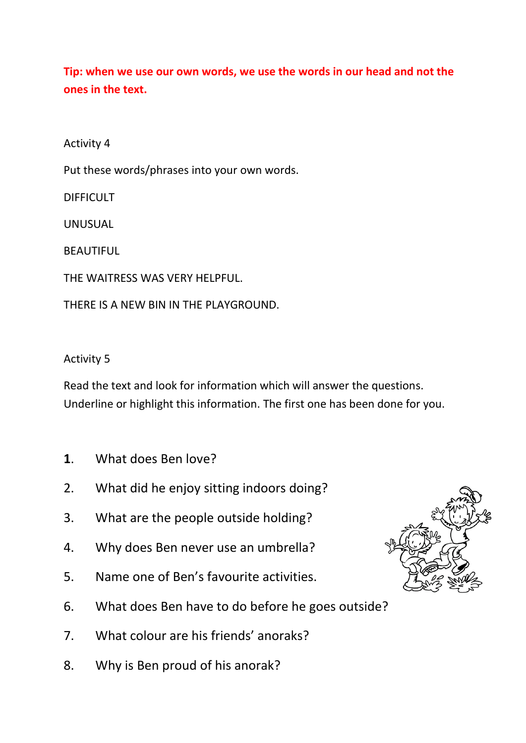**Tip: when we use our own words, we use the words in our head and not the ones in the text.**

Activity 4

Put these words/phrases into your own words.

DIFFICULT

UNUSUAL

BEAUTIFUL

THE WAITRESS WAS VERY HELPFUL.

THERE IS A NEW BIN IN THE PLAYGROUND.

Activity 5

Read the text and look for information which will answer the questions. Underline or highlight this information. The first one has been done for you.

**1**. What does Ben love?

2. What did he enjoy sitting indoors doing?

3. What are the people outside holding?

4. Why does Ben never use an umbrella?

5. Name one of Ben's favourite activities.

6. What does Ben have to do before he goes outside?

7. What colour are his friends' anoraks?

8. Why is Ben proud of his anorak?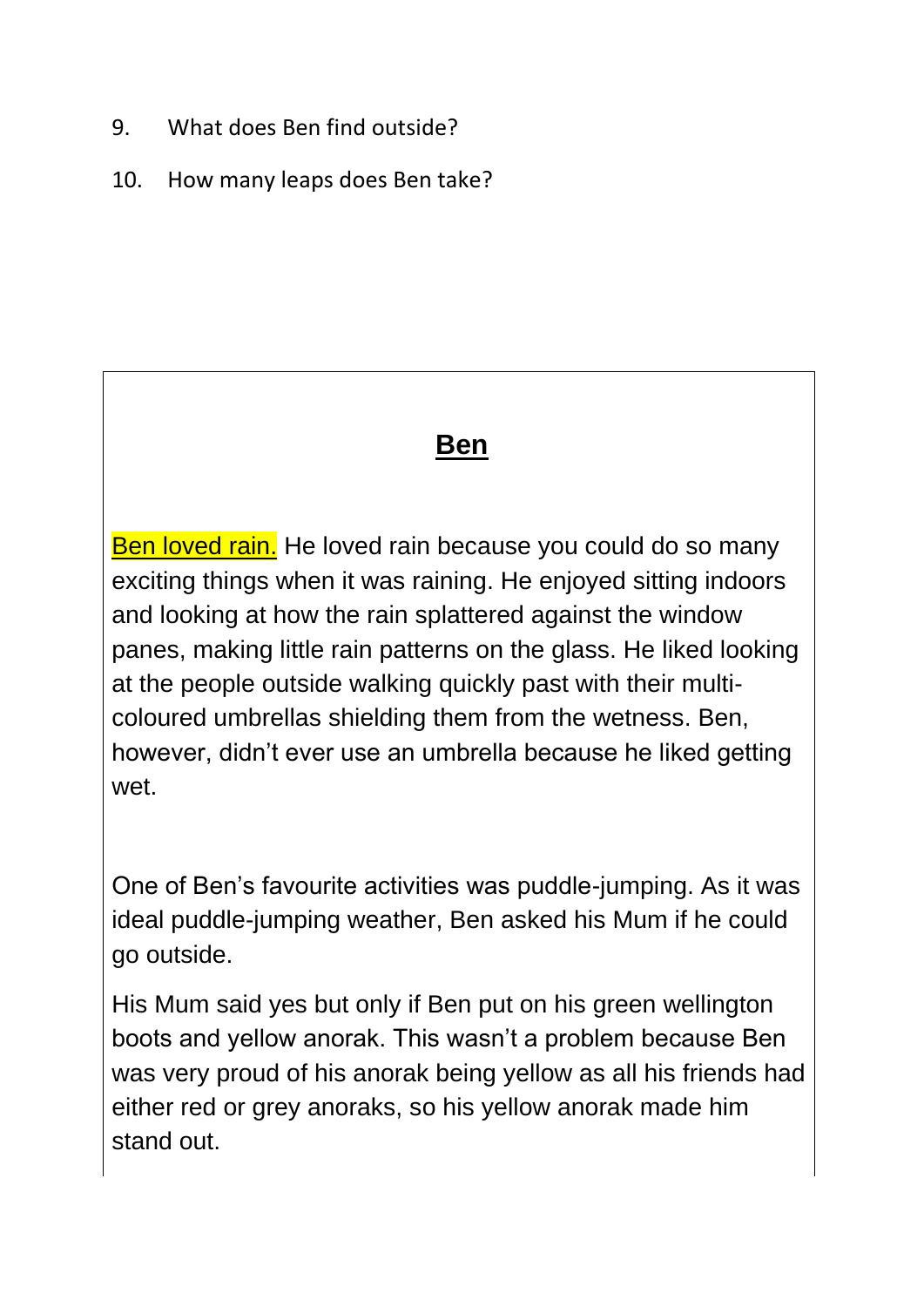9. What does Ben find outside?

10. How many leaps does Ben take?

## **Ben**

Ben loved rain. He loved rain because you could do so many exciting things when it was raining. He enjoyed sitting indoors and looking at how the rain splattered against the window panes, making little rain patterns on the glass. He liked looking at the people outside walking quickly past with their multi-coloured umbrellas shielding them from the wetness. Ben, however, didn't ever use an umbrella because he liked getting wet.

One of Ben's favourite activities was puddle-jumping. As it was ideal puddle-jumping weather, Ben asked his Mum if he could go outside.

His Mum said yes but only if Ben put on his green wellington boots and yellow anorak. This wasn't a problem because Ben was very proud of his anorak being yellow as all his friends had either red or grey anoraks, so his yellow anorak made him stand out.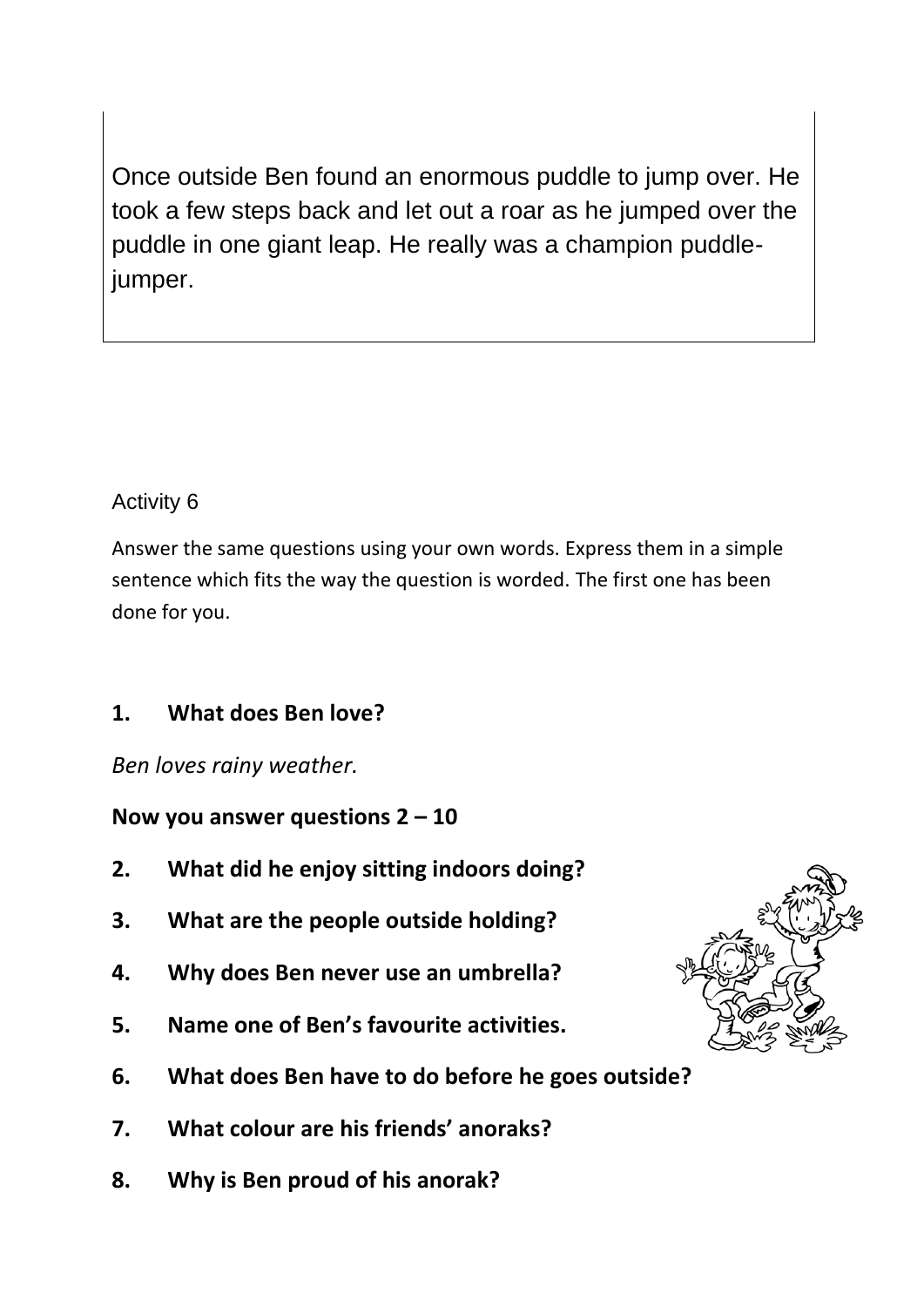Once outside Ben found an enormous puddle to jump over. He took a few steps back and let out a roar as he jumped over the puddle in one giant leap. He really was a champion puddle-jumper.

Activity 6

Answer the same questions using your own words. Express them in a simple sentence which fits the way the question is worded. The first one has been done for you.

**1. What does Ben love?**

*Ben loves rainy weather.*

**Now you answer questions 2 – 10**

**2. What did he enjoy sitting indoors doing?**

**3. What are the people outside holding?**

**4. Why does Ben never use an umbrella?**

**5. Name one of Ben's favourite activities.**

**6. What does Ben have to do before he goes outside?**

**7. What colour are his friends' anoraks?**

**8. Why is Ben proud of his anorak?**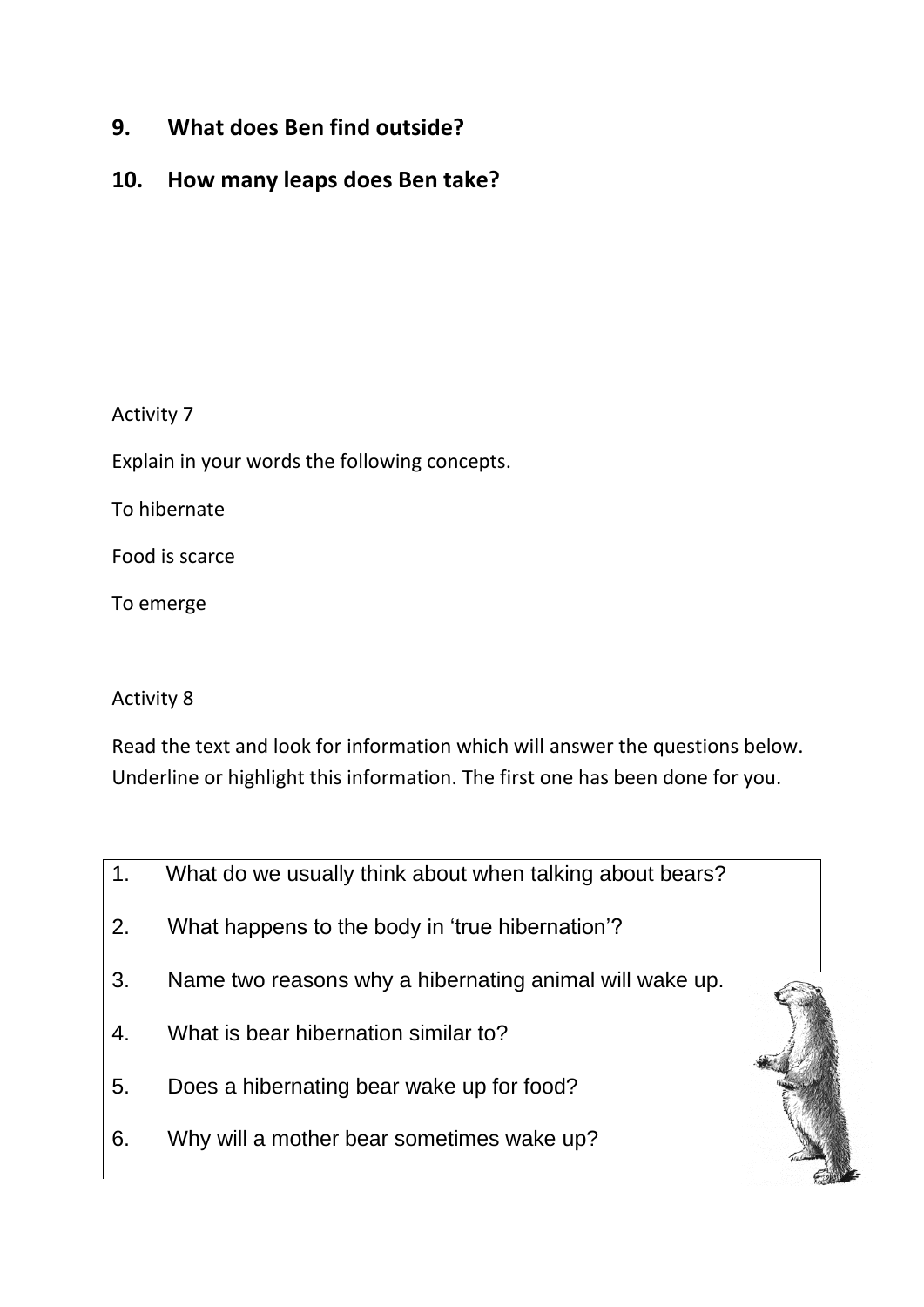**9. What does Ben find outside?**

**10. How many leaps does Ben take?**

Activity 7

Explain in your words the following concepts.

To hibernate

Food is scarce

To emerge

Activity 8

Read the text and look for information which will answer the questions below. Underline or highlight this information. The first one has been done for you.

1. What do we usually think about when talking about bears?
2. What happens to the body in 'true hibernation'?
3. Name two reasons why a hibernating animal will wake up.
4. What is bear hibernation similar to?
5. Does a hibernating bear wake up for food?
6. Why will a mother bear sometimes wake up?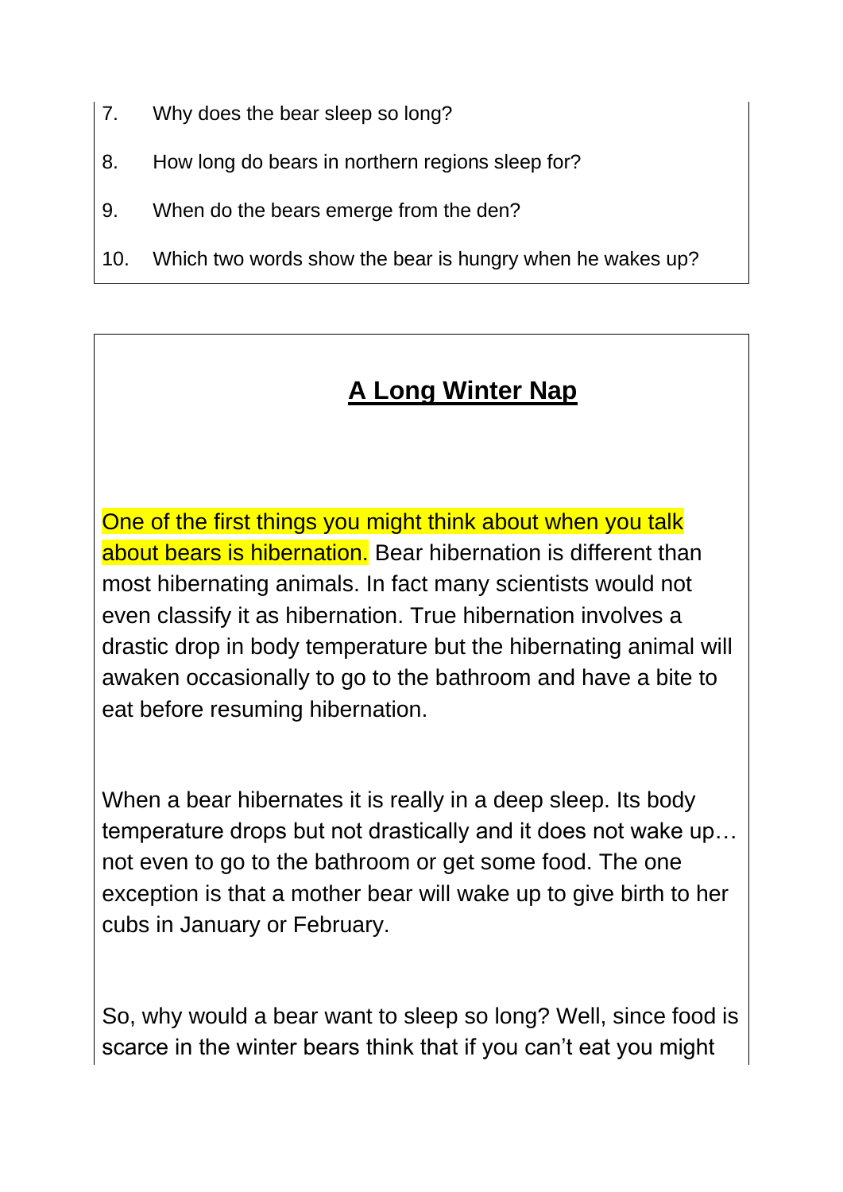7. Why does the bear sleep so long?
8. How long do bears in northern regions sleep for?
9. When do the bears emerge from the den?
10. Which two words show the bear is hungry when he wakes up?

## A Long Winter Nap

One of the first things you might think about when you talk about bears is hibernation. Bear hibernation is different than most hibernating animals. In fact many scientists would not even classify it as hibernation. True hibernation involves a drastic drop in body temperature but the hibernating animal will awaken occasionally to go to the bathroom and have a bite to eat before resuming hibernation.

When a bear hibernates it is really in a deep sleep. Its body temperature drops but not drastically and it does not wake up… not even to go to the bathroom or get some food. The one exception is that a mother bear will wake up to give birth to her cubs in January or February.

So, why would a bear want to sleep so long? Well, since food is scarce in the winter bears think that if you can't eat you might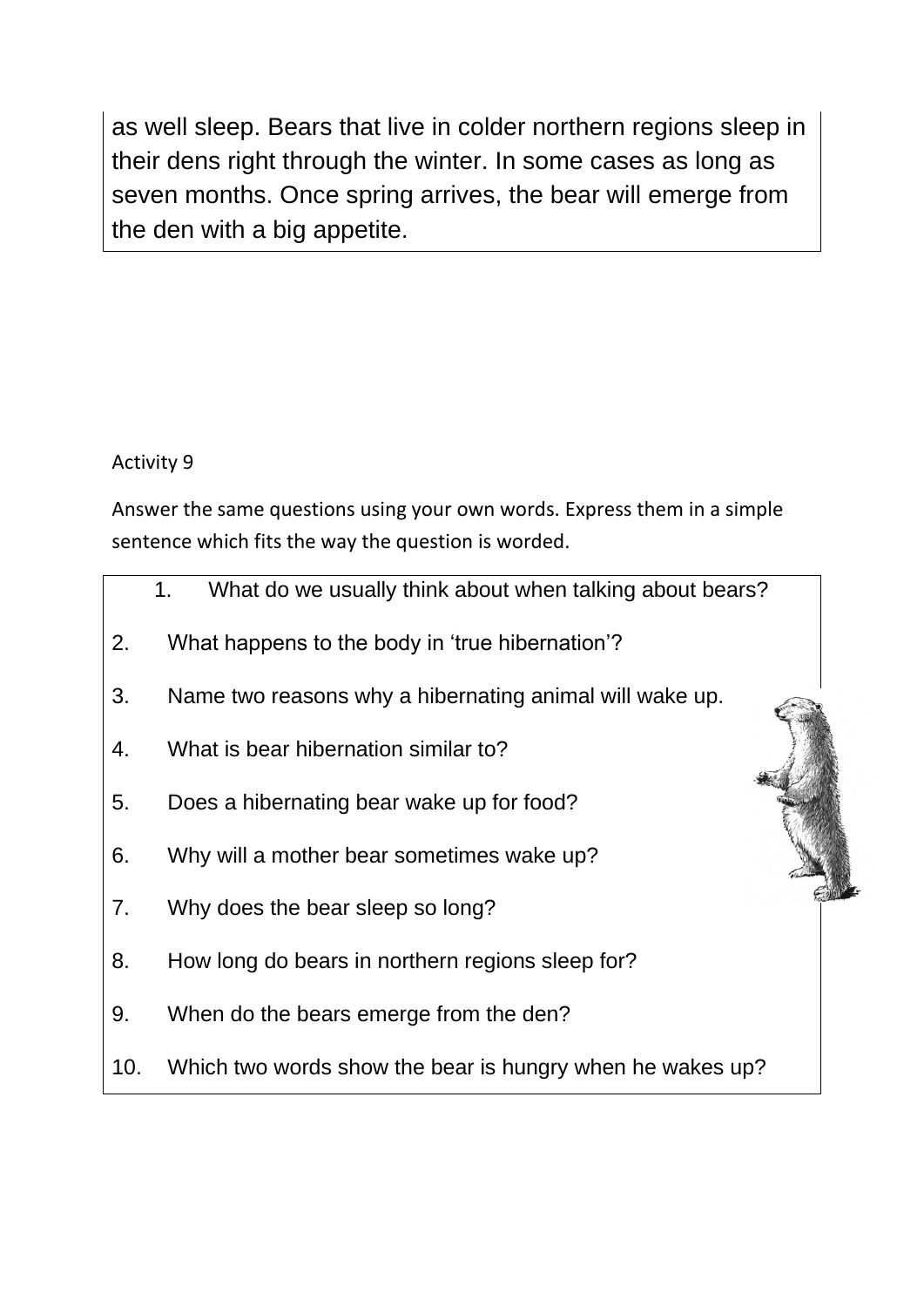as well sleep. Bears that live in colder northern regions sleep in their dens right through the winter. In some cases as long as seven months. Once spring arrives, the bear will emerge from the den with a big appetite.

Activity 9

Answer the same questions using your own words. Express them in a simple sentence which fits the way the question is worded.

1. What do we usually think about when talking about bears?
2. What happens to the body in 'true hibernation'?
3. Name two reasons why a hibernating animal will wake up.
4. What is bear hibernation similar to?
5. Does a hibernating bear wake up for food?
6. Why will a mother bear sometimes wake up?
7. Why does the bear sleep so long?
8. How long do bears in northern regions sleep for?
9. When do the bears emerge from the den?
10. Which two words show the bear is hungry when he wakes up?